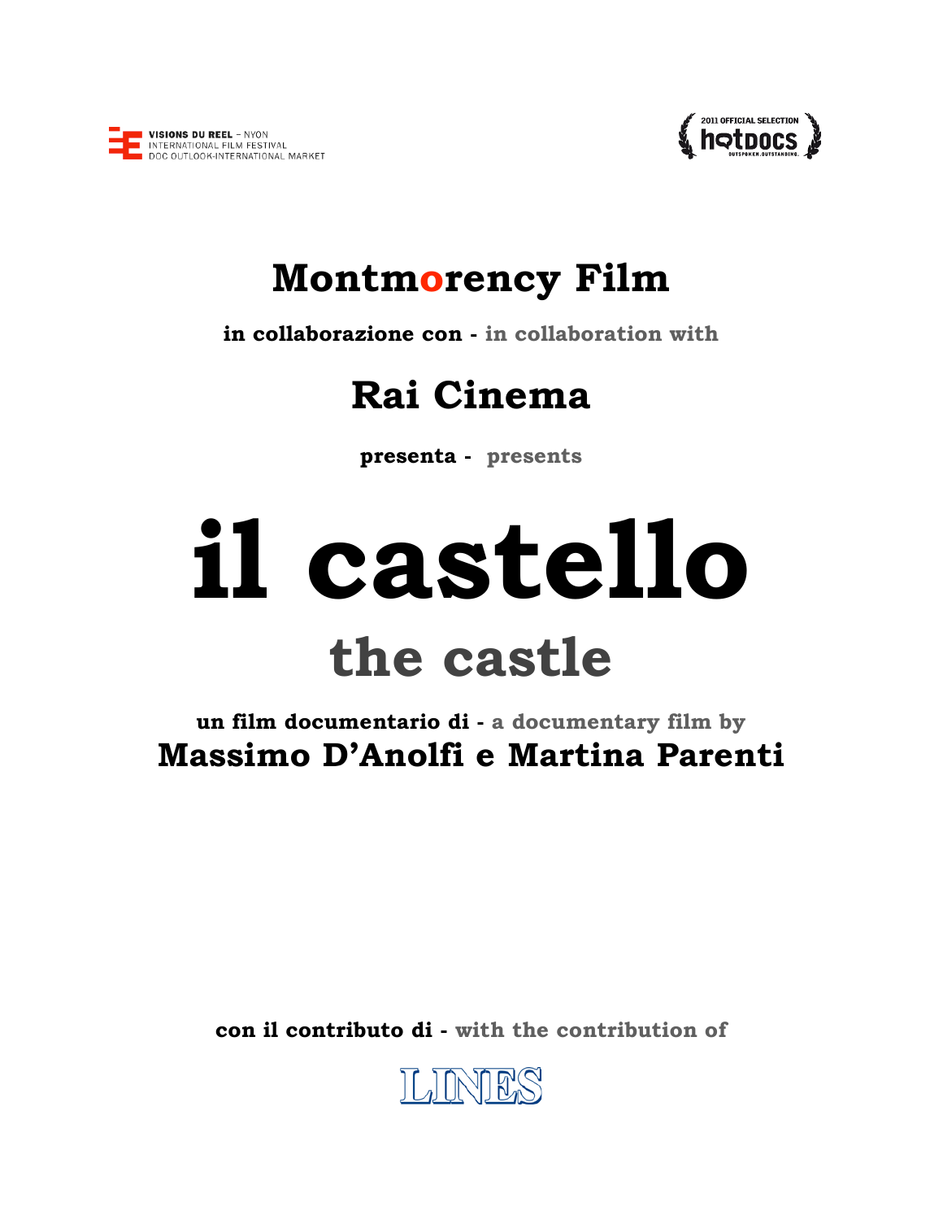VISIONS DU REEL – NYON
INTERNATIONAL FILM FESTIVAL
DOC OUTLOOK-INTERNATIONAL MARKET

2011 OFFICIAL SELECTION
hotdocs
OUTSPOKEN. OUTSTANDING.

# Montmorency Film

**in collaborazione con - in collaboration with**

# Rai Cinema

**presenta - presents**

# il castello

## the castle

**un film documentario di - a documentary film by**

## Massimo D'Anolfi e Martina Parenti

**con il contributo di - with the contribution of**

LINES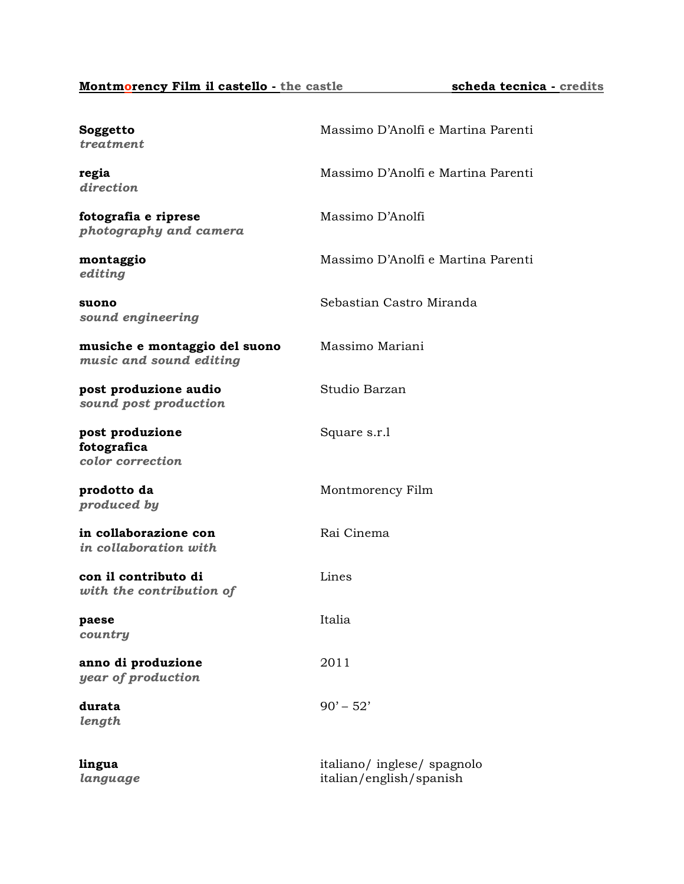**Montmorency Film il castello - the castle** **scheda tecnica - credits**

| | |
|---|---|
| **Soggetto** *treatment* | Massimo D'Anolfi e Martina Parenti |
| **regia** *direction* | Massimo D'Anolfi e Martina Parenti |
| **fotografia e riprese** *photography and camera* | Massimo D'Anolfi |
| **montaggio** *editing* | Massimo D'Anolfi e Martina Parenti |
| **suono** *sound engineering* | Sebastian Castro Miranda |
| **musiche e montaggio del suono** *music and sound editing* | Massimo Mariani |
| **post produzione audio** *sound post production* | Studio Barzan |
| **post produzione fotografica** *color correction* | Square s.r.l |
| **prodotto da** *produced by* | Montmorency Film |
| **in collaborazione con** *in collaboration with* | Rai Cinema |
| **con il contributo di** *with the contribution of* | Lines |
| **paese** *country* | Italia |
| **anno di produzione** *year of production* | 2011 |
| **durata** *length* | 90' – 52' |
| **lingua** *language* | italiano/ inglese/ spagnolo italian/english/spanish |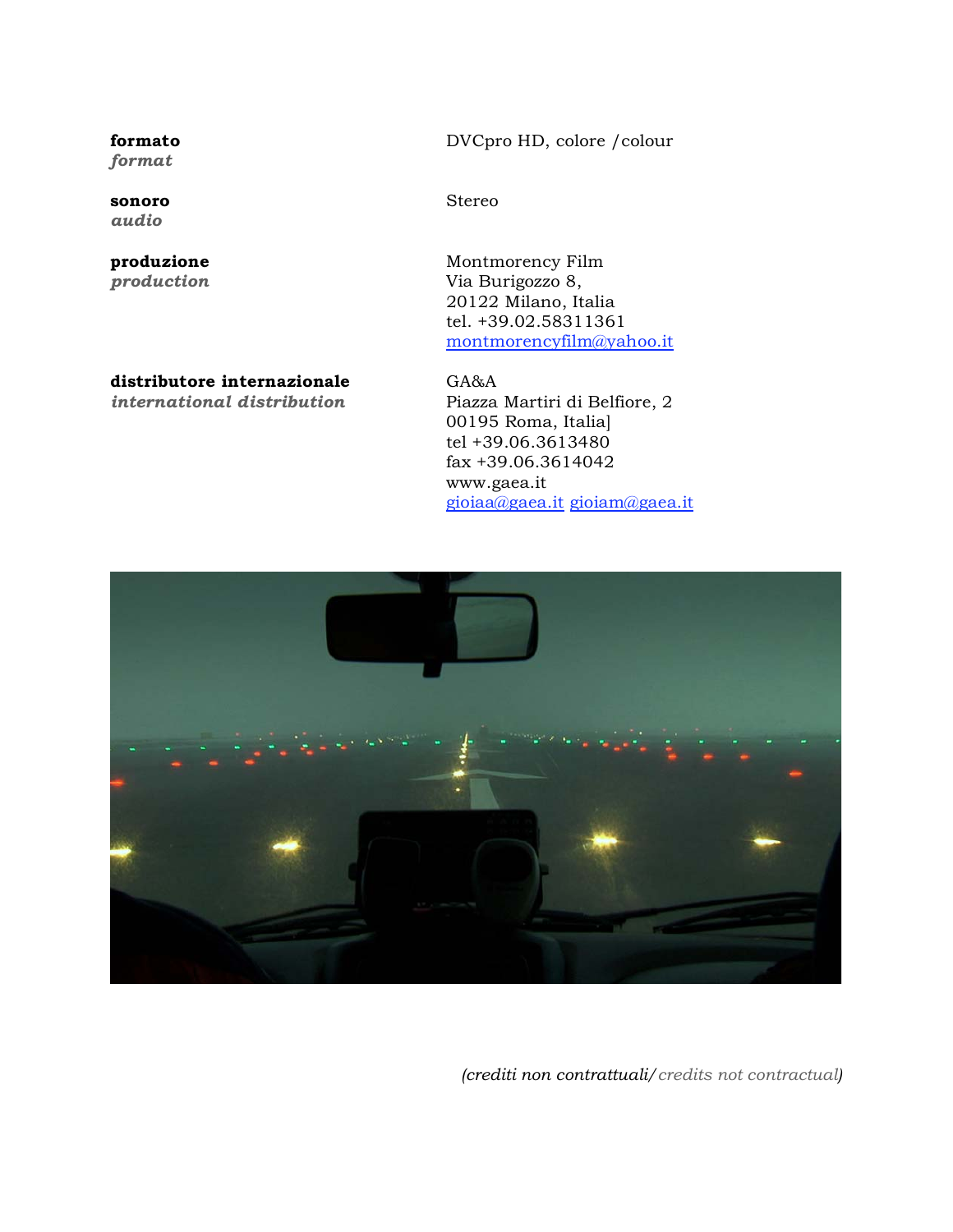**formato**
*format*

DVCpro HD, colore /colour

**sonoro**
*audio*

Stereo

**produzione**
*production*

Montmorency Film
Via Burigozzo 8,
20122 Milano, Italia
tel. +39.02.58311361
montmorencyfilm@yahoo.it

**distributore internazionale**
*international distribution*

GA&A
Piazza Martiri di Belfiore, 2
00195 Roma, Italia]
tel +39.06.3613480
fax +39.06.3614042
www.gaea.it
gioiaa@gaea.it gioiam@gaea.it

*(crediti non contrattuali/ credits not contractual)*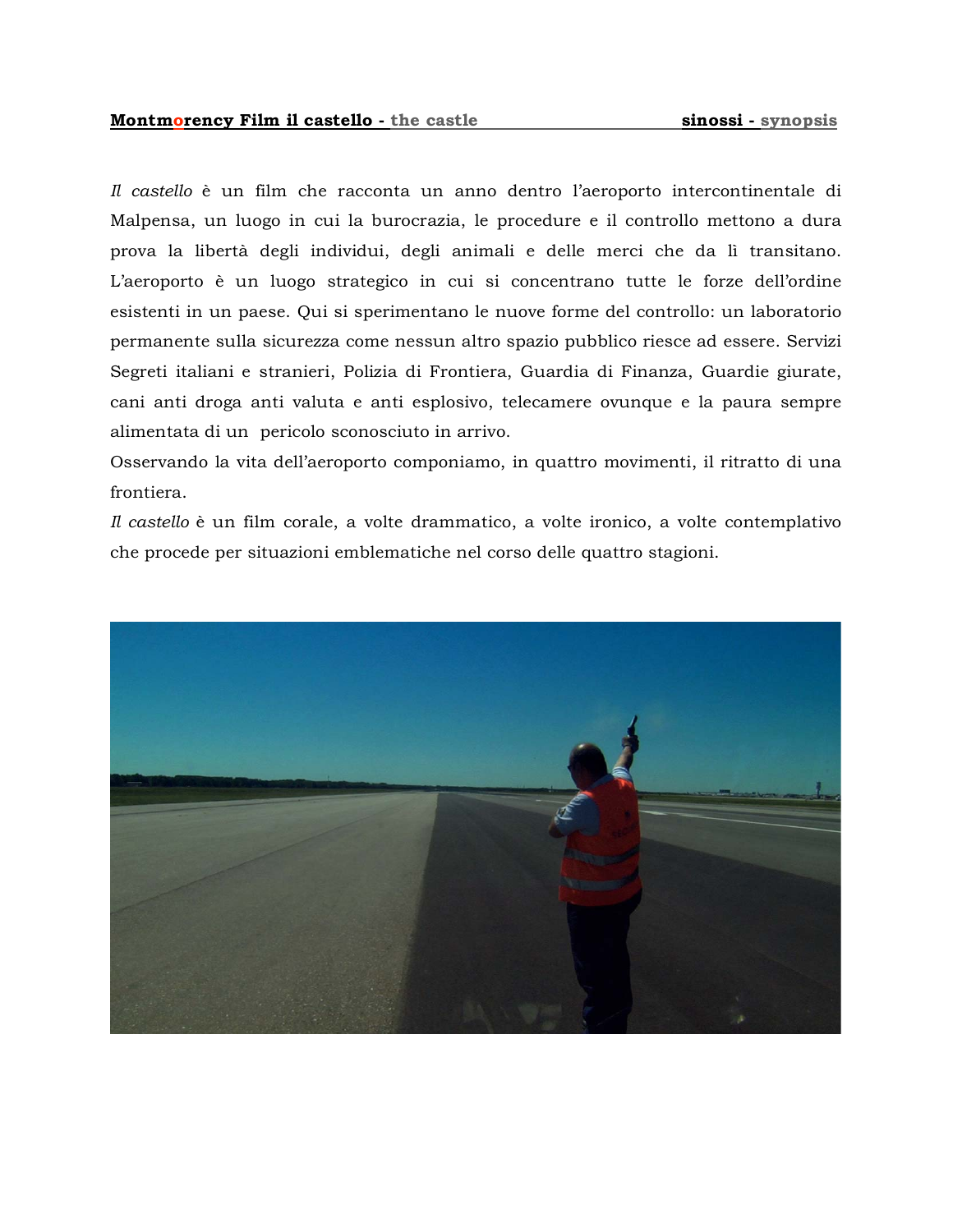Il castello è un film che racconta un anno dentro l'aeroporto intercontinentale di Malpensa, un luogo in cui la burocrazia, le procedure e il controllo mettono a dura prova la libertà degli individui, degli animali e delle merci che da lì transitano. L'aeroporto è un luogo strategico in cui si concentrano tutte le forze dell'ordine esistenti in un paese. Qui si sperimentano le nuove forme del controllo: un laboratorio permanente sulla sicurezza come nessun altro spazio pubblico riesce ad essere. Servizi Segreti italiani e stranieri, Polizia di Frontiera, Guardia di Finanza, Guardie giurate, cani anti droga anti valuta e anti esplosivo, telecamere ovunque e la paura sempre alimentata di un pericolo sconosciuto in arrivo.

Osservando la vita dell'aeroporto componiamo, in quattro movimenti, il ritratto di una frontiera.

*Il castello* è un film corale, a volte drammatico, a volte ironico, a volte contemplativo che procede per situazioni emblematiche nel corso delle quattro stagioni.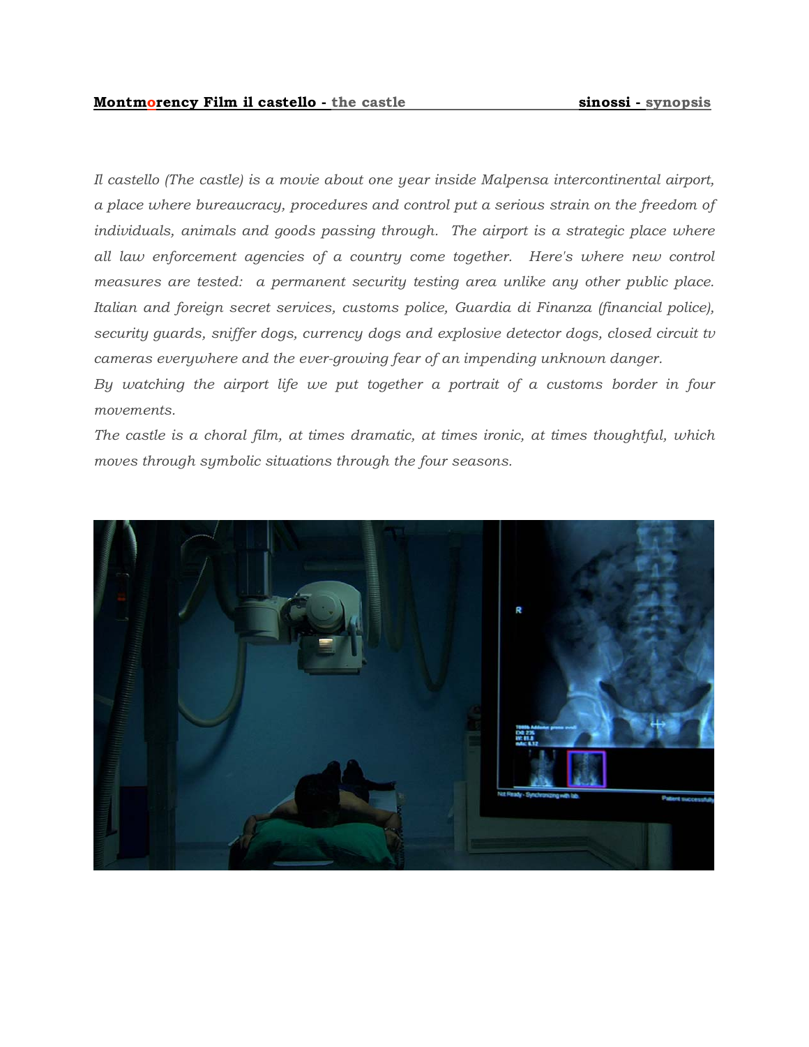*Il castello (The castle) is a movie about one year inside Malpensa intercontinental airport, a place where bureaucracy, procedures and control put a serious strain on the freedom of individuals, animals and goods passing through. The airport is a strategic place where all law enforcement agencies of a country come together. Here's where new control measures are tested: a permanent security testing area unlike any other public place. Italian and foreign secret services, customs police, Guardia di Finanza (financial police), security guards, sniffer dogs, currency dogs and explosive detector dogs, closed circuit tv cameras everywhere and the ever-growing fear of an impending unknown danger.*

*By watching the airport life we put together a portrait of a customs border in four movements.*

*The castle is a choral film, at times dramatic, at times ironic, at times thoughtful, which moves through symbolic situations through the four seasons.*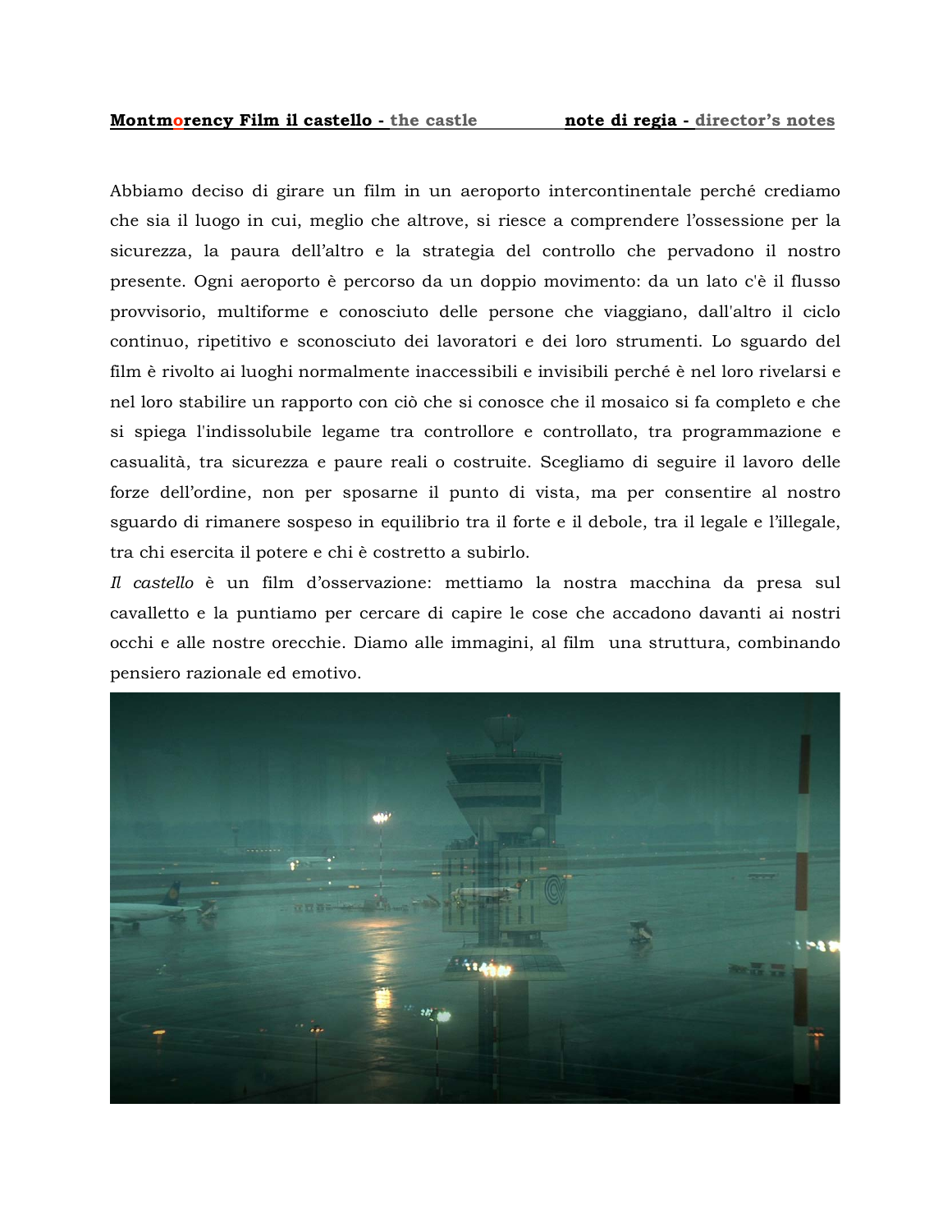Abbiamo deciso di girare un film in un aeroporto intercontinentale perché crediamo che sia il luogo in cui, meglio che altrove, si riesce a comprendere l'ossessione per la sicurezza, la paura dell'altro e la strategia del controllo che pervadono il nostro presente. Ogni aeroporto è percorso da un doppio movimento: da un lato c'è il flusso provvisorio, multiforme e conosciuto delle persone che viaggiano, dall'altro il ciclo continuo, ripetitivo e sconosciuto dei lavoratori e dei loro strumenti. Lo sguardo del film è rivolto ai luoghi normalmente inaccessibili e invisibili perché è nel loro rivelarsi e nel loro stabilire un rapporto con ciò che si conosce che il mosaico si fa completo e che si spiega l'indissolubile legame tra controllore e controllato, tra programmazione e casualità, tra sicurezza e paure reali o costruite. Scegliamo di seguire il lavoro delle forze dell'ordine, non per sposarne il punto di vista, ma per consentire al nostro sguardo di rimanere sospeso in equilibrio tra il forte e il debole, tra il legale e l'illegale, tra chi esercita il potere e chi è costretto a subirlo.

*Il castello* è un film d'osservazione: mettiamo la nostra macchina da presa sul cavalletto e la puntiamo per cercare di capire le cose che accadono davanti ai nostri occhi e alle nostre orecchie. Diamo alle immagini, al film una struttura, combinando pensiero razionale ed emotivo.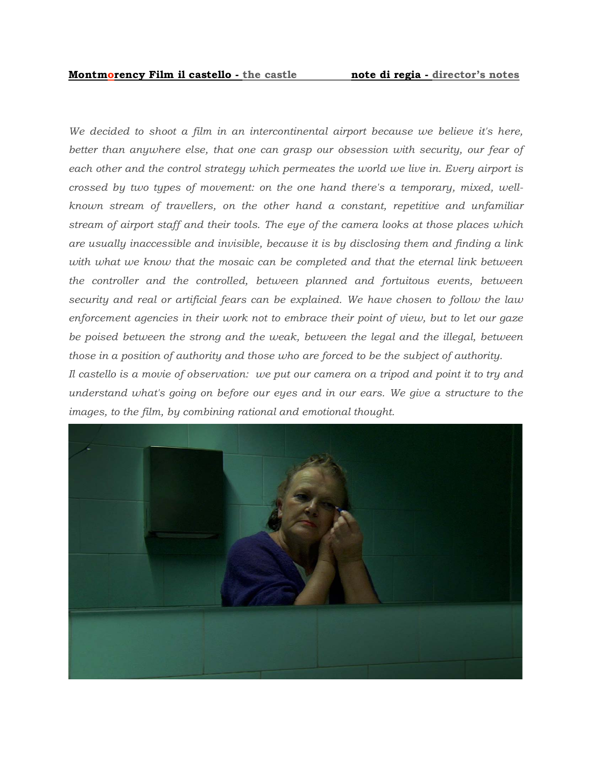**Montmorency Film il castello - the castle** **note di regia - director's notes**

*We decided to shoot a film in an intercontinental airport because we believe it's here, better than anywhere else, that one can grasp our obsession with security, our fear of each other and the control strategy which permeates the world we live in. Every airport is crossed by two types of movement: on the one hand there's a temporary, mixed, well-known stream of travellers, on the other hand a constant, repetitive and unfamiliar stream of airport staff and their tools. The eye of the camera looks at those places which are usually inaccessible and invisible, because it is by disclosing them and finding a link with what we know that the mosaic can be completed and that the eternal link between the controller and the controlled, between planned and fortuitous events, between security and real or artificial fears can be explained. We have chosen to follow the law enforcement agencies in their work not to embrace their point of view, but to let our gaze be poised between the strong and the weak, between the legal and the illegal, between those in a position of authority and those who are forced to be the subject of authority.*

*Il castello is a movie of observation: we put our camera on a tripod and point it to try and understand what's going on before our eyes and in our ears. We give a structure to the images, to the film, by combining rational and emotional thought.*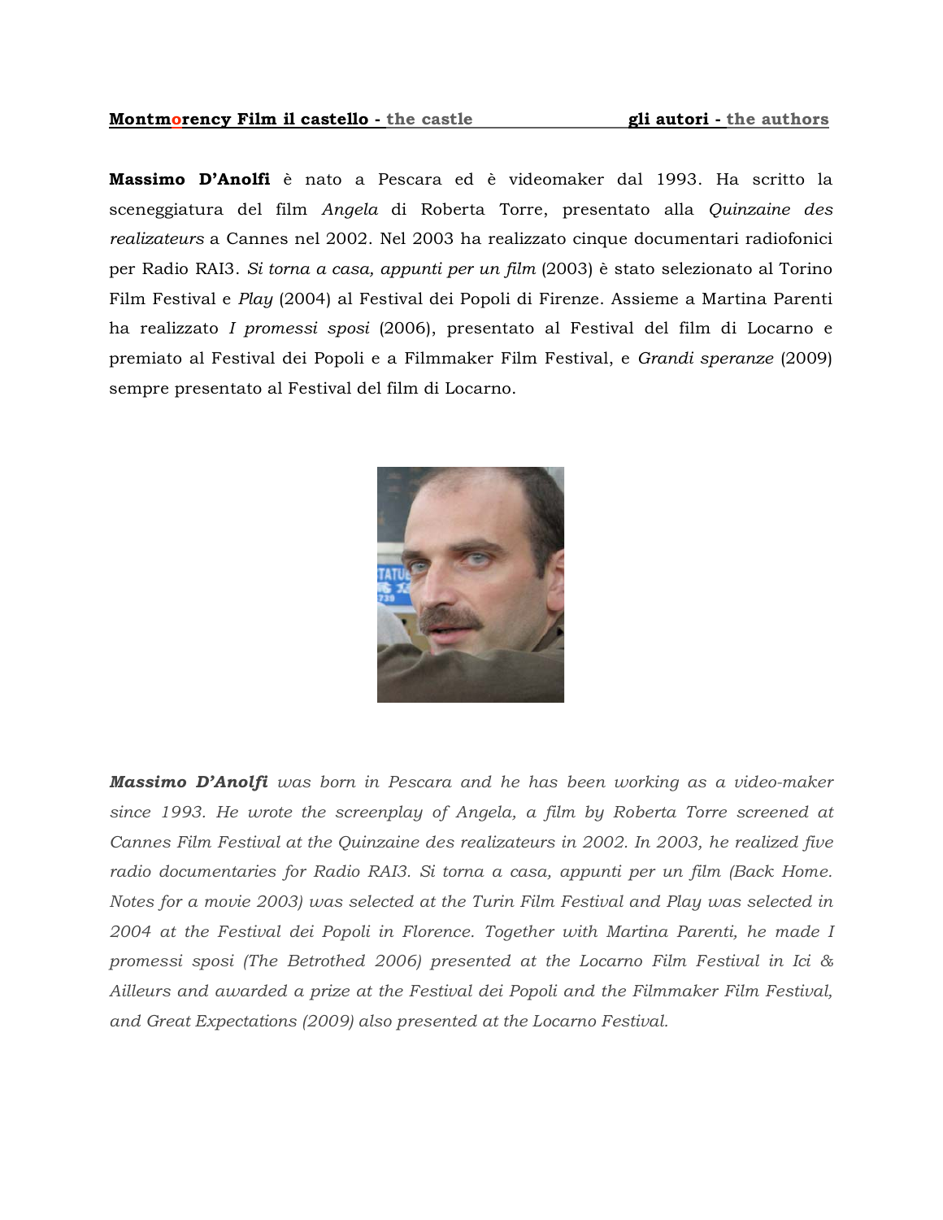**Massimo D'Anolfi** è nato a Pescara ed è videomaker dal 1993. Ha scritto la sceneggiatura del film *Angela* di Roberta Torre, presentato alla *Quinzaine des realizateurs* a Cannes nel 2002. Nel 2003 ha realizzato cinque documentari radiofonici per Radio RAI3. *Si torna a casa, appunti per un film* (2003) è stato selezionato al Torino Film Festival e *Play* (2004) al Festival dei Popoli di Firenze. Assieme a Martina Parenti ha realizzato *I promessi sposi* (2006), presentato al Festival del film di Locarno e premiato al Festival dei Popoli e a Filmmaker Film Festival, e *Grandi speranze* (2009) sempre presentato al Festival del film di Locarno.

***Massimo D'Anolfi*** *was born in Pescara and he has been working as a video-maker since 1993. He wrote the screenplay of Angela, a film by Roberta Torre screened at Cannes Film Festival at the Quinzaine des realizateurs in 2002. In 2003, he realized five radio documentaries for Radio RAI3. Si torna a casa, appunti per un film (Back Home. Notes for a movie 2003) was selected at the Turin Film Festival and Play was selected in 2004 at the Festival dei Popoli in Florence. Together with Martina Parenti, he made I promessi sposi (The Betrothed 2006) presented at the Locarno Film Festival in Ici & Ailleurs and awarded a prize at the Festival dei Popoli and the Filmmaker Film Festival, and Great Expectations (2009) also presented at the Locarno Festival.*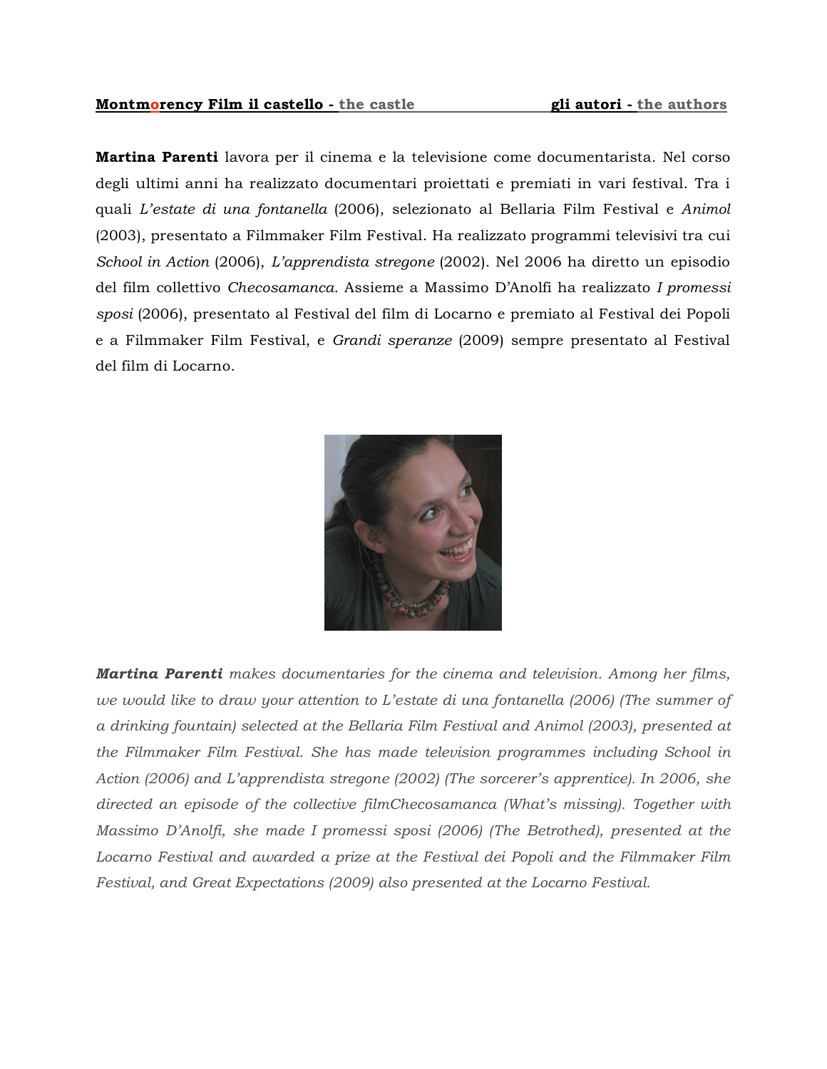**Martina Parenti** lavora per il cinema e la televisione come documentarista. Nel corso degli ultimi anni ha realizzato documentari proiettati e premiati in vari festival. Tra i quali *L'estate di una fontanella* (2006), selezionato al Bellaria Film Festival e *Animol* (2003), presentato a Filmmaker Film Festival. Ha realizzato programmi televisivi tra cui *School in Action* (2006), *L'apprendista stregone* (2002). Nel 2006 ha diretto un episodio del film collettivo *Checosamanca*. Assieme a Massimo D'Anolfi ha realizzato *I promessi sposi* (2006), presentato al Festival del film di Locarno e premiato al Festival dei Popoli e a Filmmaker Film Festival, e *Grandi speranze* (2009) sempre presentato al Festival del film di Locarno.

***Martina Parenti*** *makes documentaries for the cinema and television. Among her films, we would like to draw your attention to L'estate di una fontanella (2006) (The summer of a drinking fountain) selected at the Bellaria Film Festival and Animol (2003), presented at the Filmmaker Film Festival. She has made television programmes including School in Action (2006) and L'apprendista stregone (2002) (The sorcerer's apprentice). In 2006, she directed an episode of the collective filmChecosamanca (What's missing). Together with Massimo D'Anolfi, she made I promessi sposi (2006) (The Betrothed), presented at the Locarno Festival and awarded a prize at the Festival dei Popoli and the Filmmaker Film Festival, and Great Expectations (2009) also presented at the Locarno Festival.*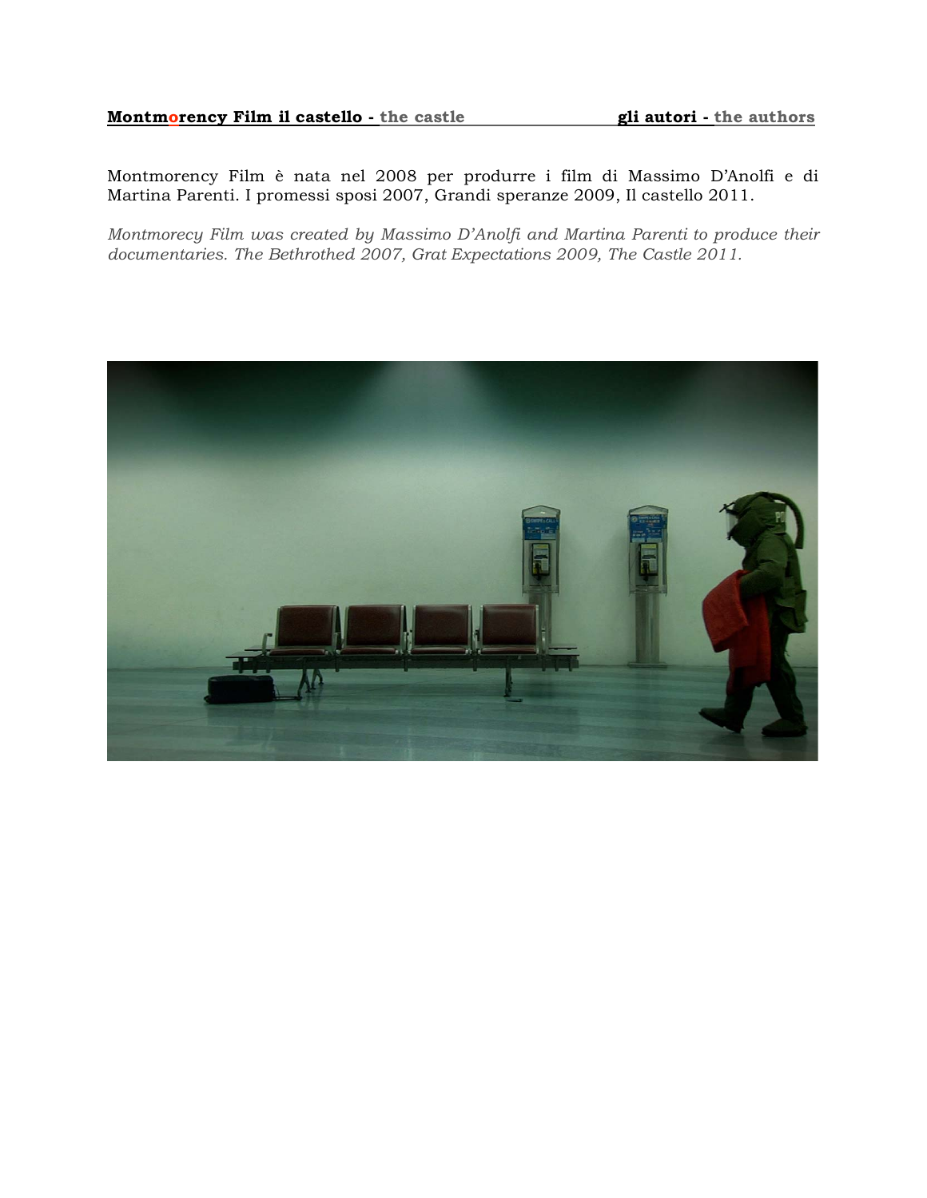**Montmorency Film il castello - the castle** **gli autori - the authors**

Montmorency Film è nata nel 2008 per produrre i film di Massimo D'Anolfi e di Martina Parenti. I promessi sposi 2007, Grandi speranze 2009, Il castello 2011.

*Montmorecy Film was created by Massimo D'Anolfi and Martina Parenti to produce their documentaries. The Bethrothed 2007, Grat Expectations 2009, The Castle 2011.*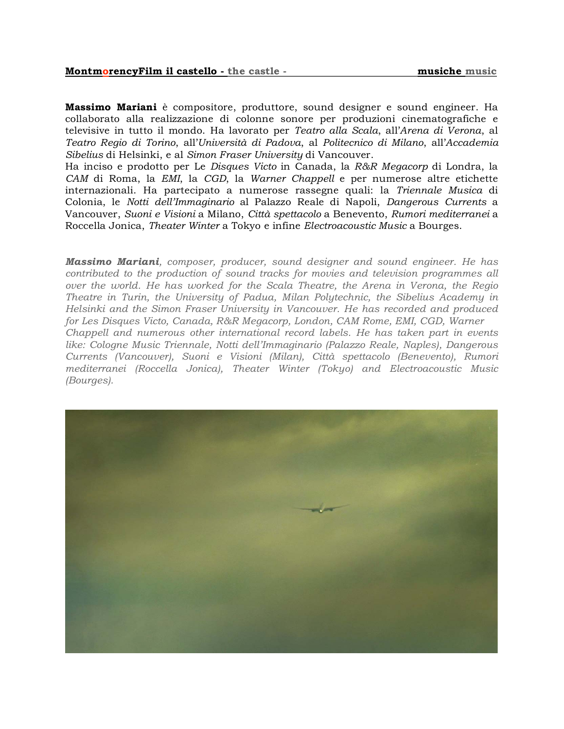**Massimo Mariani** è compositore, produttore, sound designer e sound engineer. Ha collaborato alla realizzazione di colonne sonore per produzioni cinematografiche e televisive in tutto il mondo. Ha lavorato per *Teatro alla Scala*, all'*Arena di Verona*, al *Teatro Regio di Torino*, all'*Università di Padova*, al *Politecnico di Milano*, all'*Accademia Sibelius* di Helsinki, e al *Simon Fraser University* di Vancouver.
Ha inciso e prodotto per Le *Disques Victo* in Canada, la *R&R Megacorp* di Londra, la *CAM* di Roma, la *EMI*, la *CGD*, la *Warner Chappell* e per numerose altre etichette internazionali. Ha partecipato a numerose rassegne quali: la *Triennale Musica* di Colonia, le *Notti dell'Immaginario* al Palazzo Reale di Napoli, *Dangerous Currents* a Vancouver, *Suoni e Visioni* a Milano, *Città spettacolo* a Benevento, *Rumori mediterranei* a Roccella Jonica, *Theater Winter* a Tokyo e infine *Electroacoustic Music* a Bourges.

***Massimo Mariani**, composer, producer, sound designer and sound engineer. He has contributed to the production of sound tracks for movies and television programmes all over the world. He has worked for the Scala Theatre, the Arena in Verona, the Regio Theatre in Turin, the University of Padua, Milan Polytechnic, the Sibelius Academy in Helsinki and the Simon Fraser University in Vancouver. He has recorded and produced for Les Disques Victo, Canada, R&R Megacorp, London, CAM Rome, EMI, CGD, Warner Chappell and numerous other international record labels. He has taken part in events like: Cologne Music Triennale, Notti dell'Immaginario (Palazzo Reale, Naples), Dangerous Currents (Vancouver), Suoni e Visioni (Milan), Città spettacolo (Benevento), Rumori mediterranei (Roccella Jonica), Theater Winter (Tokyo) and Electroacoustic Music (Bourges).*